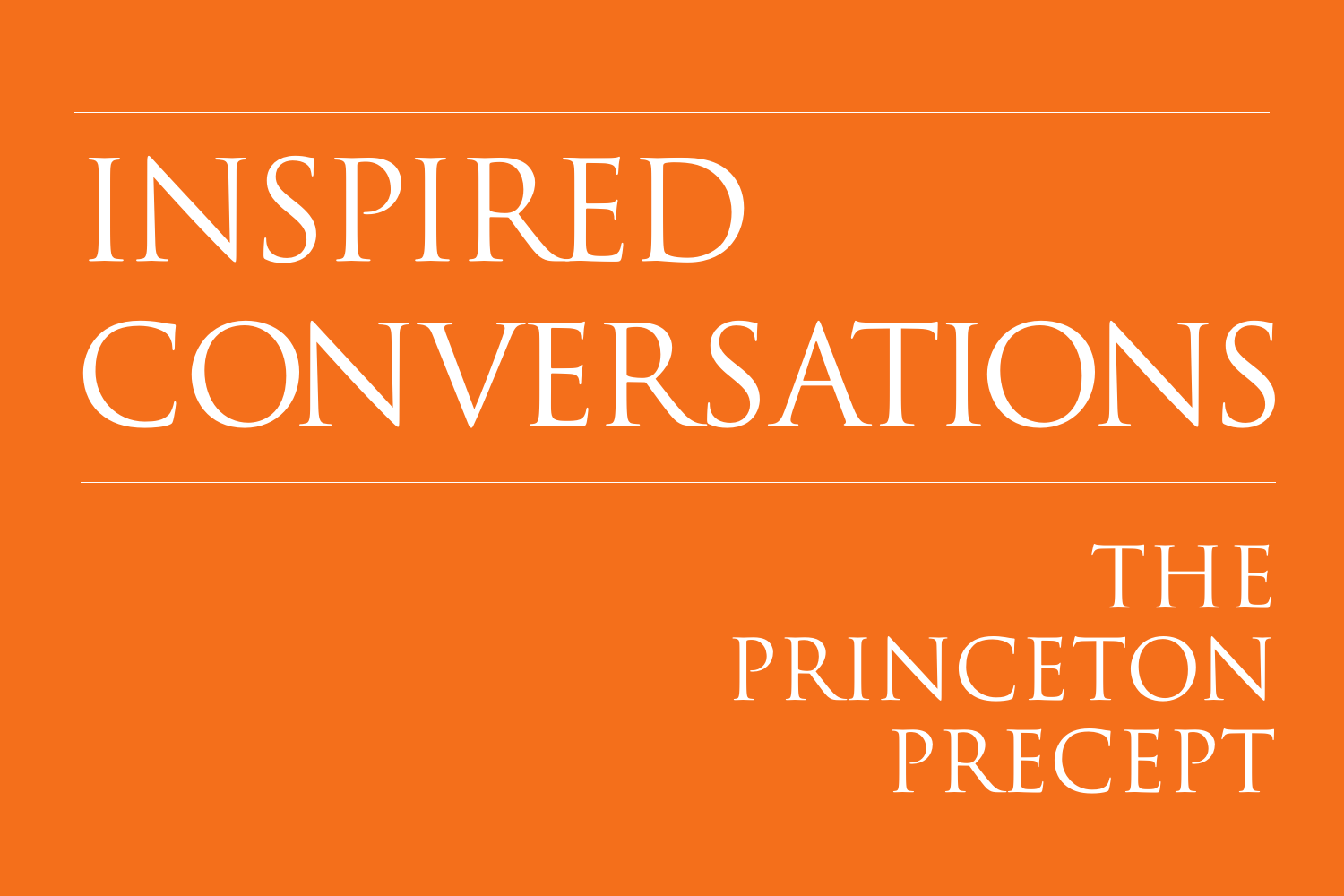# INSPIRED CONVERSATIONS

## THE PRINCETON PRECEPT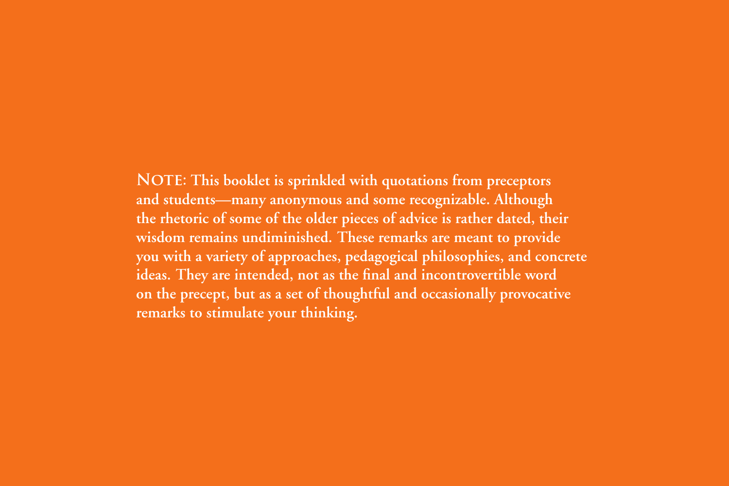**NOTE: This booklet is sprinkled with quotations from preceptors and students—many anonymous and some recognizable. Although the rhetoric of some of the older pieces of advice is rather dated, their wisdom remains undiminished. These remarks are meant to provide you with a variety of approaches, pedagogical philosophies, and concrete ideas. They are intended, not as the final and incontrovertible word on the precept, but as a set of thoughtful and occasionally provocative remarks to stimulate your thinking.**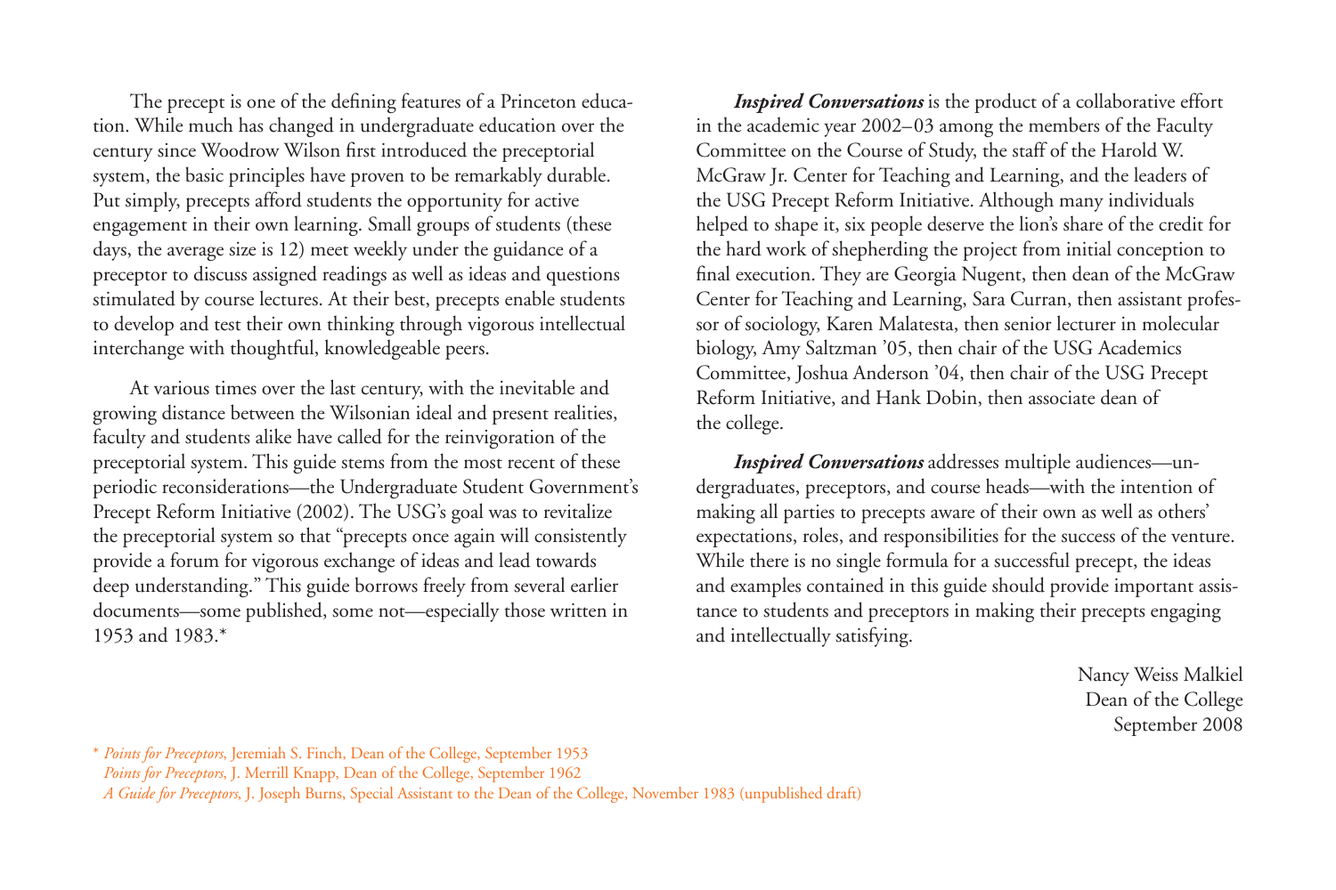The precept is one of the defining features of a Princeton education. While much has changed in undergraduate education over the century since Woodrow Wilson first introduced the preceptorial system, the basic principles have proven to be remarkably durable. Put simply, precepts afford students the opportunity for active engagement in their own learning. Small groups of students (these days, the average size is 12) meet weekly under the guidance of a preceptor to discuss assigned readings as well as ideas and questions stimulated by course lectures. At their best, precepts enable students to develop and test their own thinking through vigorous intellectual interchange with thoughtful, knowledgeable peers.

At various times over the last century, with the inevitable and growing distance between the Wilsonian ideal and present realities, faculty and students alike have called for the reinvigoration of the preceptorial system. This guide stems from the most recent of these periodic reconsiderations—the Undergraduate Student Government's Precept Reform Initiative (2002). The USG's goal was to revitalize the preceptorial system so that "precepts once again will consistently provide a forum for vigorous exchange of ideas and lead towards deep understanding." This guide borrows freely from several earlier documents—some published, some not—especially those written in 1953 and 1983.*

***Inspired Conversations*** is the product of a collaborative effort in the academic year 2002–03 among the members of the Faculty Committee on the Course of Study, the staff of the Harold W. McGraw Jr. Center for Teaching and Learning, and the leaders of the USG Precept Reform Initiative. Although many individuals helped to shape it, six people deserve the lion's share of the credit for the hard work of shepherding the project from initial conception to final execution. They are Georgia Nugent, then dean of the McGraw Center for Teaching and Learning, Sara Curran, then assistant professor of sociology, Karen Malatesta, then senior lecturer in molecular biology, Amy Saltzman '05, then chair of the USG Academics Committee, Joshua Anderson '04, then chair of the USG Precept Reform Initiative, and Hank Dobin, then associate dean of the college.

***Inspired Conversations*** addresses multiple audiences—undergraduates, preceptors, and course heads—with the intention of making all parties to precepts aware of their own as well as others' expectations, roles, and responsibilities for the success of the venture. While there is no single formula for a successful precept, the ideas and examples contained in this guide should provide important assistance to students and preceptors in making their precepts engaging and intellectually satisfying.

Nancy Weiss Malkiel
Dean of the College
September 2008

\* *Points for Preceptors*, Jeremiah S. Finch, Dean of the College, September 1953
*Points for Preceptors*, J. Merrill Knapp, Dean of the College, September 1962
*A Guide for Preceptors*, J. Joseph Burns, Special Assistant to the Dean of the College, November 1983 (unpublished draft)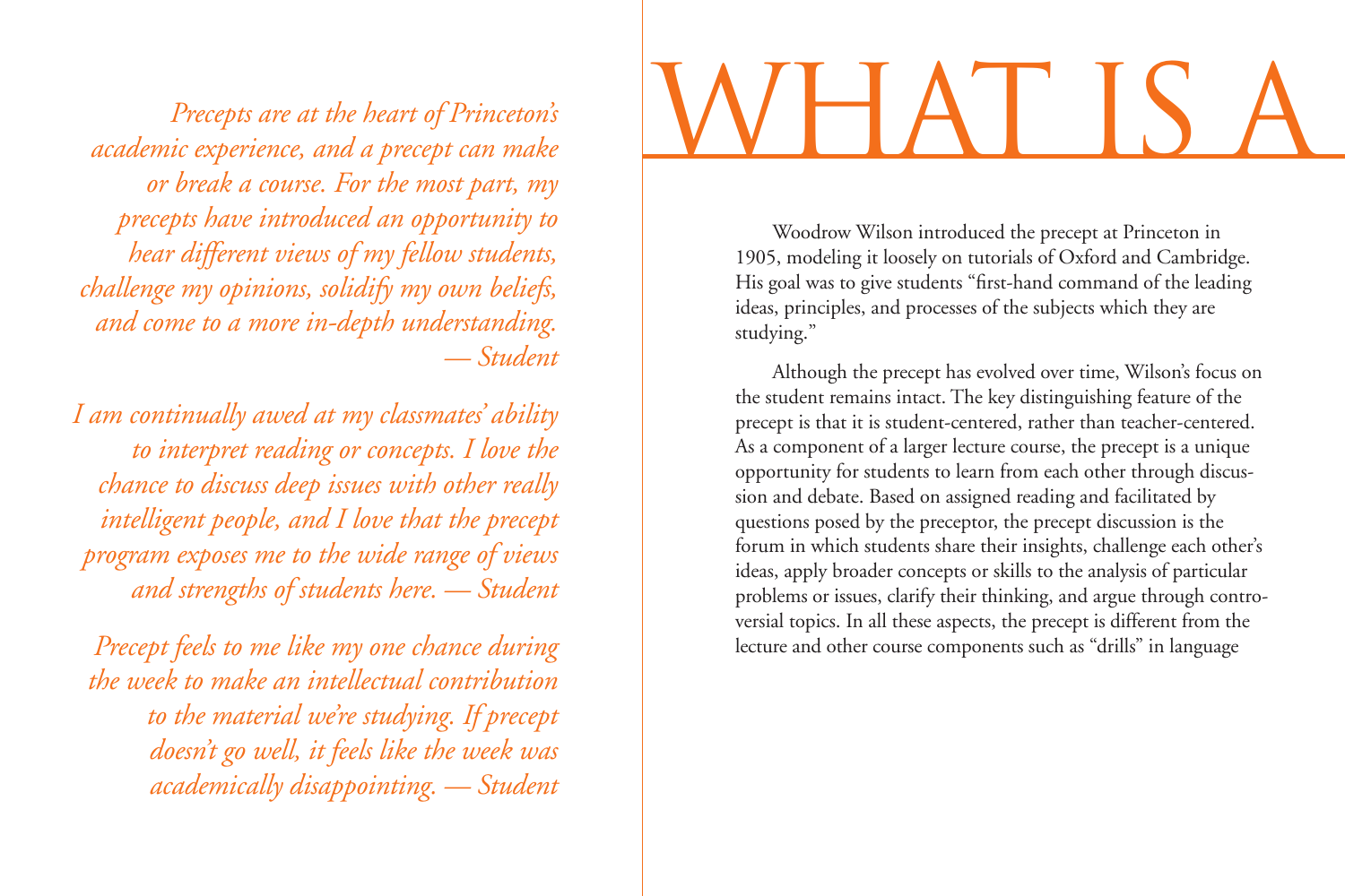*Precepts are at the heart of Princeton's academic experience, and a precept can make or break a course. For the most part, my precepts have introduced an opportunity to hear different views of my fellow students, challenge my opinions, solidify my own beliefs, and come to a more in-depth understanding. — Student*

*I am continually awed at my classmates' ability to interpret reading or concepts. I love the chance to discuss deep issues with other really intelligent people, and I love that the precept program exposes me to the wide range of views and strengths of students here. — Student*

*Precept feels to me like my one chance during the week to make an intellectual contribution to the material we're studying. If precept doesn't go well, it feels like the week was academically disappointing. — Student*

# WHAT IS A

Woodrow Wilson introduced the precept at Princeton in 1905, modeling it loosely on tutorials of Oxford and Cambridge. His goal was to give students "first-hand command of the leading ideas, principles, and processes of the subjects which they are studying."

Although the precept has evolved over time, Wilson's focus on the student remains intact. The key distinguishing feature of the precept is that it is student-centered, rather than teacher-centered. As a component of a larger lecture course, the precept is a unique opportunity for students to learn from each other through discussion and debate. Based on assigned reading and facilitated by questions posed by the preceptor, the precept discussion is the forum in which students share their insights, challenge each other's ideas, apply broader concepts or skills to the analysis of particular problems or issues, clarify their thinking, and argue through controversial topics. In all these aspects, the precept is different from the lecture and other course components such as "drills" in language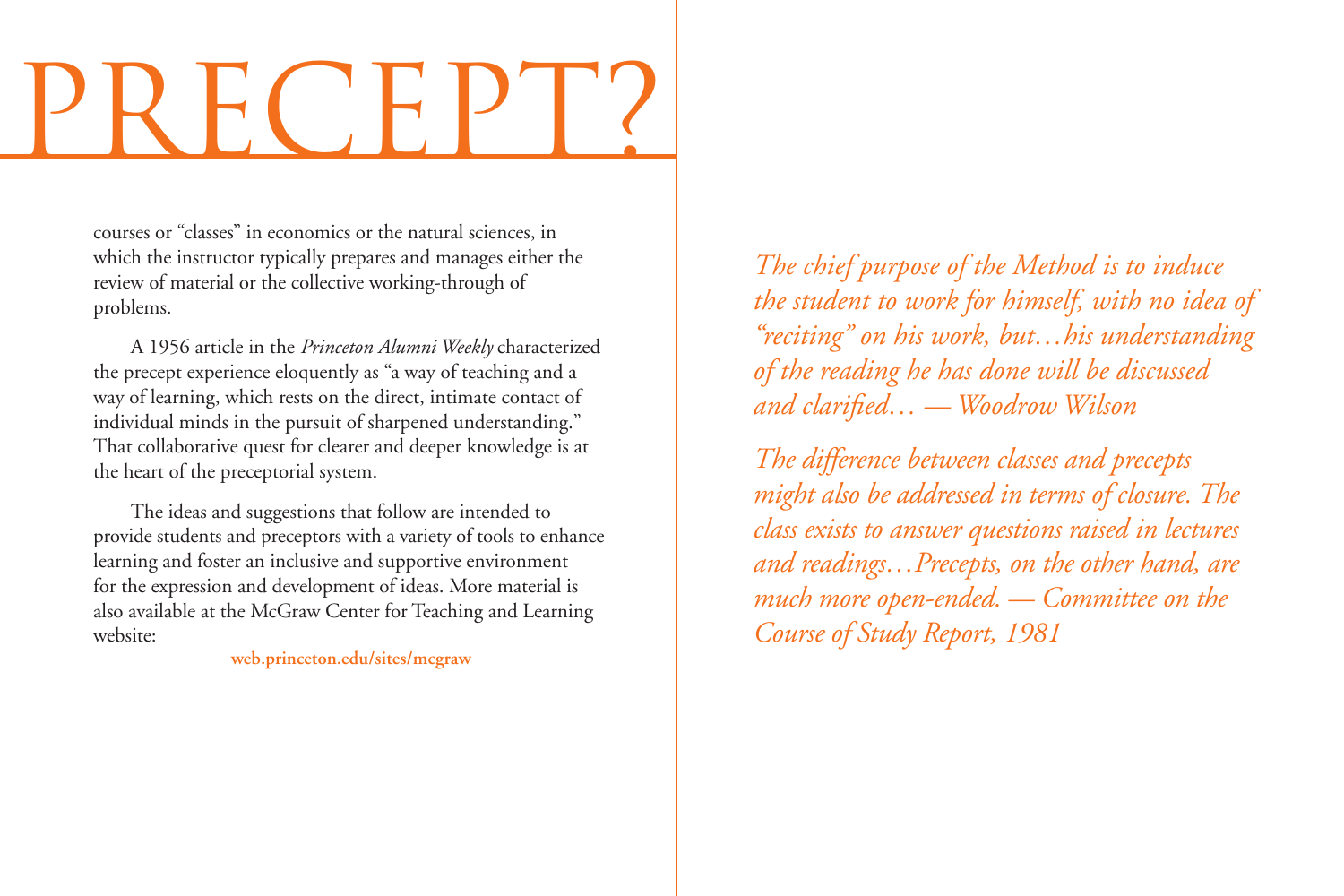# PRECEPT?

courses or "classes" in economics or the natural sciences, in which the instructor typically prepares and manages either the review of material or the collective working-through of problems.

A 1956 article in the *Princeton Alumni Weekly* characterized the precept experience eloquently as "a way of teaching and a way of learning, which rests on the direct, intimate contact of individual minds in the pursuit of sharpened understanding." That collaborative quest for clearer and deeper knowledge is at the heart of the preceptorial system.

The ideas and suggestions that follow are intended to provide students and preceptors with a variety of tools to enhance learning and foster an inclusive and supportive environment for the expression and development of ideas. More material is also available at the McGraw Center for Teaching and Learning website:

**web.princeton.edu/sites/mcgraw**

*The chief purpose of the Method is to induce the student to work for himself, with no idea of "reciting" on his work, but…his understanding of the reading he has done will be discussed and clarified… — Woodrow Wilson*

*The difference between classes and precepts might also be addressed in terms of closure. The class exists to answer questions raised in lectures and readings…Precepts, on the other hand, are much more open-ended. — Committee on the Course of Study Report, 1981*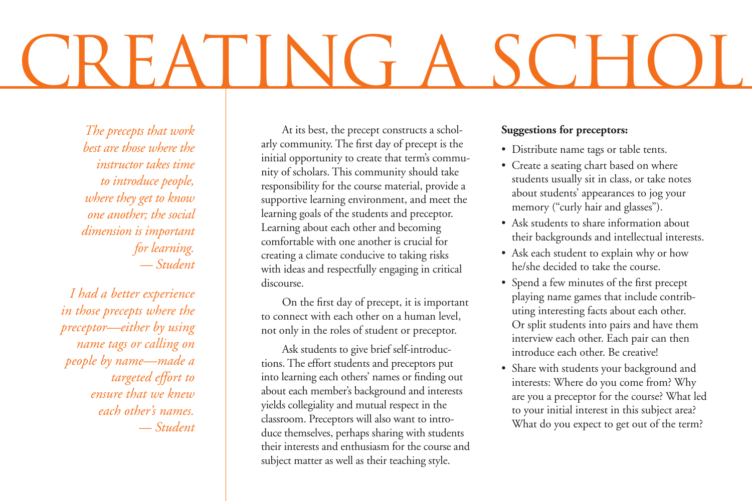# CREATING A SCHOL

*The precepts that work best are those where the instructor takes time to introduce people, where they get to know one another; the social dimension is important for learning.*
*— Student*

*I had a better experience in those precepts where the preceptor—either by using name tags or calling on people by name—made a targeted effort to ensure that we knew each other's names.*
*— Student*

At its best, the precept constructs a scholarly community. The first day of precept is the initial opportunity to create that term's community of scholars. This community should take responsibility for the course material, provide a supportive learning environment, and meet the learning goals of the students and preceptor. Learning about each other and becoming comfortable with one another is crucial for creating a climate conducive to taking risks with ideas and respectfully engaging in critical discourse.

On the first day of precept, it is important to connect with each other on a human level, not only in the roles of student or preceptor.

Ask students to give brief self-introductions. The effort students and preceptors put into learning each others' names or finding out about each member's background and interests yields collegiality and mutual respect in the classroom. Preceptors will also want to introduce themselves, perhaps sharing with students their interests and enthusiasm for the course and subject matter as well as their teaching style.

**Suggestions for preceptors:**

- Distribute name tags or table tents.
- Create a seating chart based on where students usually sit in class, or take notes about students' appearances to jog your memory ("curly hair and glasses").
- Ask students to share information about their backgrounds and intellectual interests.
- Ask each student to explain why or how he/she decided to take the course.
- Spend a few minutes of the first precept playing name games that include contributing interesting facts about each other. Or split students into pairs and have them interview each other. Each pair can then introduce each other. Be creative!
- Share with students your background and interests: Where do you come from? Why are you a preceptor for the course? What led to your initial interest in this subject area? What do you expect to get out of the term?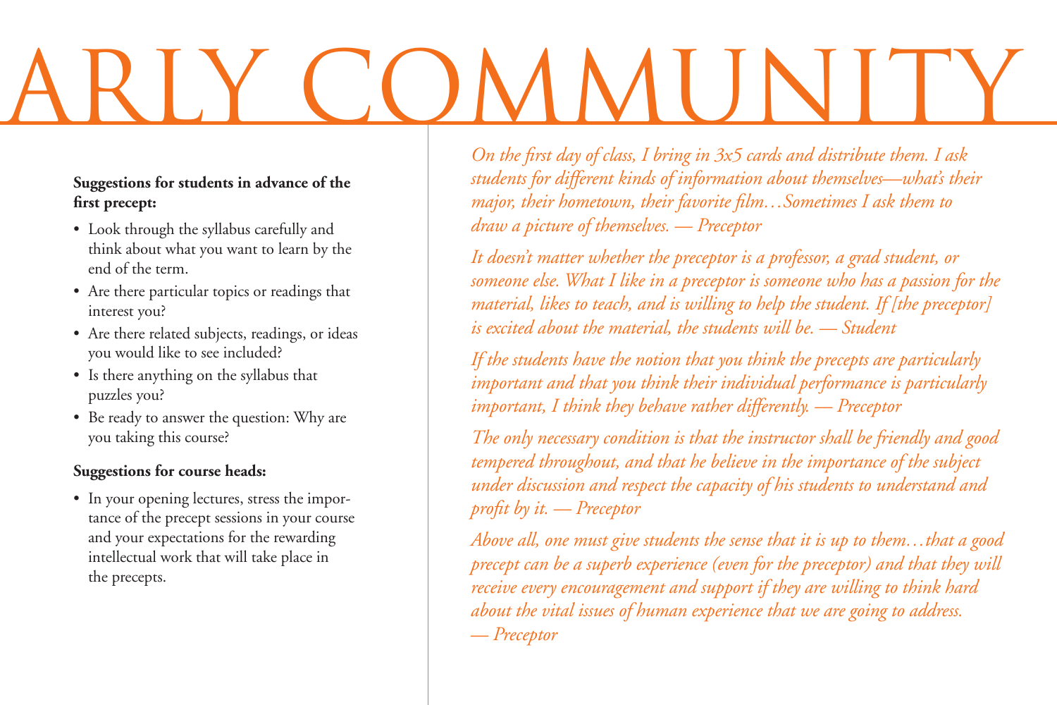# ARLY COMMUNITY

**Suggestions for students in advance of the first precept:**

- Look through the syllabus carefully and think about what you want to learn by the end of the term.
- Are there particular topics or readings that interest you?
- Are there related subjects, readings, or ideas you would like to see included?
- Is there anything on the syllabus that puzzles you?
- Be ready to answer the question: Why are you taking this course?

**Suggestions for course heads:**

- In your opening lectures, stress the importance of the precept sessions in your course and your expectations for the rewarding intellectual work that will take place in the precepts.

*On the first day of class, I bring in 3x5 cards and distribute them. I ask students for different kinds of information about themselves—what's their major, their hometown, their favorite film…Sometimes I ask them to draw a picture of themselves. — Preceptor*

*It doesn't matter whether the preceptor is a professor, a grad student, or someone else. What I like in a preceptor is someone who has a passion for the material, likes to teach, and is willing to help the student. If [the preceptor] is excited about the material, the students will be. — Student*

*If the students have the notion that you think the precepts are particularly important and that you think their individual performance is particularly important, I think they behave rather differently. — Preceptor*

*The only necessary condition is that the instructor shall be friendly and good tempered throughout, and that he believe in the importance of the subject under discussion and respect the capacity of his students to understand and profit by it. — Preceptor*

*Above all, one must give students the sense that it is up to them…that a good precept can be a superb experience (even for the preceptor) and that they will receive every encouragement and support if they are willing to think hard about the vital issues of human experience that we are going to address. — Preceptor*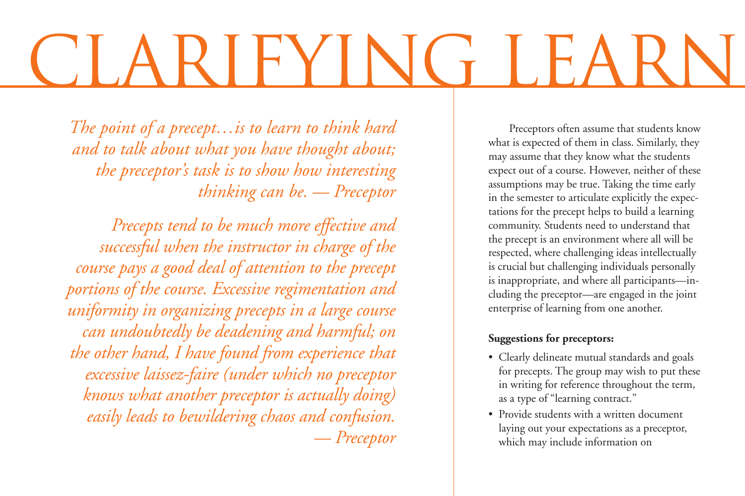# CLARIFYING LEARN

*The point of a precept…is to learn to think hard and to talk about what you have thought about; the preceptor's task is to show how interesting thinking can be. — Preceptor*

*Precepts tend to be much more effective and successful when the instructor in charge of the course pays a good deal of attention to the precept portions of the course. Excessive regimentation and uniformity in organizing precepts in a large course can undoubtedly be deadening and harmful; on the other hand, I have found from experience that excessive laissez-faire (under which no preceptor knows what another preceptor is actually doing) easily leads to bewildering chaos and confusion. — Preceptor*

Preceptors often assume that students know what is expected of them in class. Similarly, they may assume that they know what the students expect out of a course. However, neither of these assumptions may be true. Taking the time early in the semester to articulate explicitly the expectations for the precept helps to build a learning community. Students need to understand that the precept is an environment where all will be respected, where challenging ideas intellectually is crucial but challenging individuals personally is inappropriate, and where all participants—including the preceptor—are engaged in the joint enterprise of learning from one another.

**Suggestions for preceptors:**

- Clearly delineate mutual standards and goals for precepts. The group may wish to put these in writing for reference throughout the term, as a type of "learning contract."
- Provide students with a written document laying out your expectations as a preceptor, which may include information on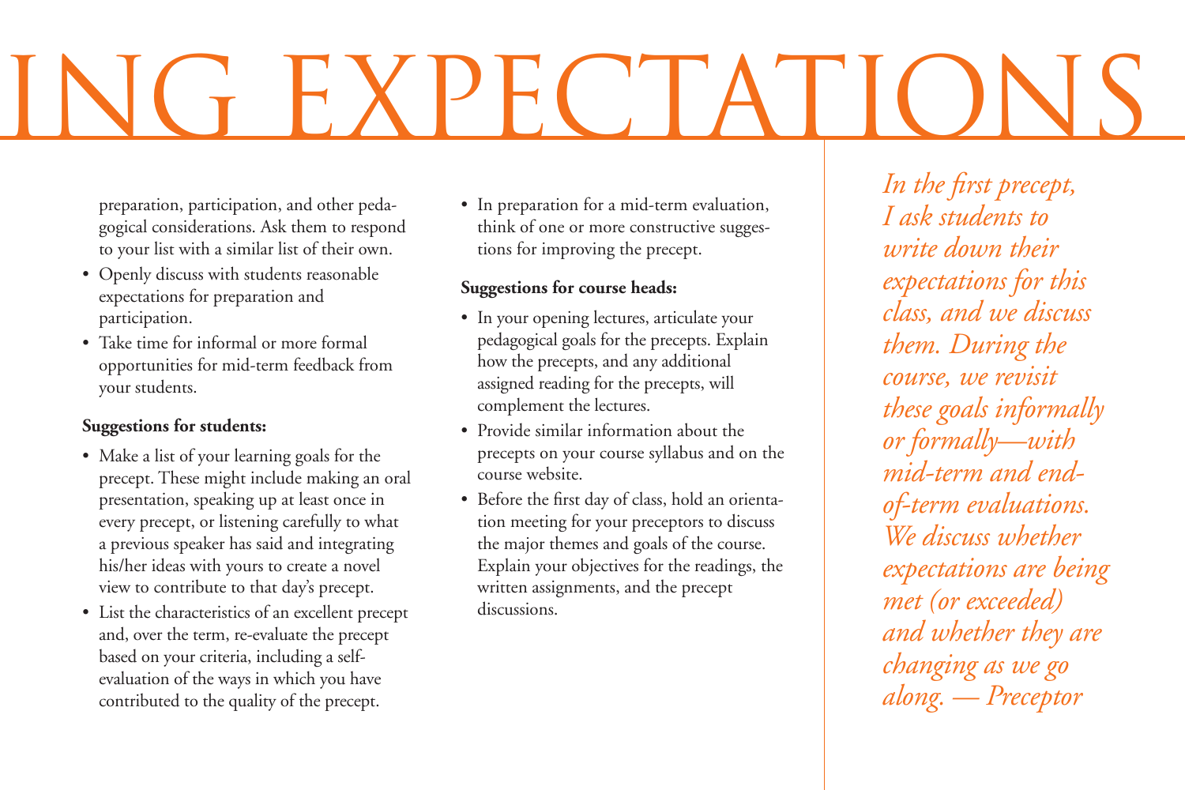# ING EXPECTATIONS

preparation, participation, and other pedagogical considerations. Ask them to respond to your list with a similar list of their own.

- Openly discuss with students reasonable expectations for preparation and participation.
- Take time for informal or more formal opportunities for mid-term feedback from your students.

**Suggestions for students:**

- Make a list of your learning goals for the precept. These might include making an oral presentation, speaking up at least once in every precept, or listening carefully to what a previous speaker has said and integrating his/her ideas with yours to create a novel view to contribute to that day's precept.
- List the characteristics of an excellent precept and, over the term, re-evaluate the precept based on your criteria, including a self-evaluation of the ways in which you have contributed to the quality of the precept.
- In preparation for a mid-term evaluation, think of one or more constructive suggestions for improving the precept.

**Suggestions for course heads:**

- In your opening lectures, articulate your pedagogical goals for the precepts. Explain how the precepts, and any additional assigned reading for the precepts, will complement the lectures.
- Provide similar information about the precepts on your course syllabus and on the course website.
- Before the first day of class, hold an orientation meeting for your preceptors to discuss the major themes and goals of the course. Explain your objectives for the readings, the written assignments, and the precept discussions.

*In the first precept, I ask students to write down their expectations for this class, and we discuss them. During the course, we revisit these goals informally or formally—with mid-term and end-of-term evaluations. We discuss whether expectations are being met (or exceeded) and whether they are changing as we go along. — Preceptor*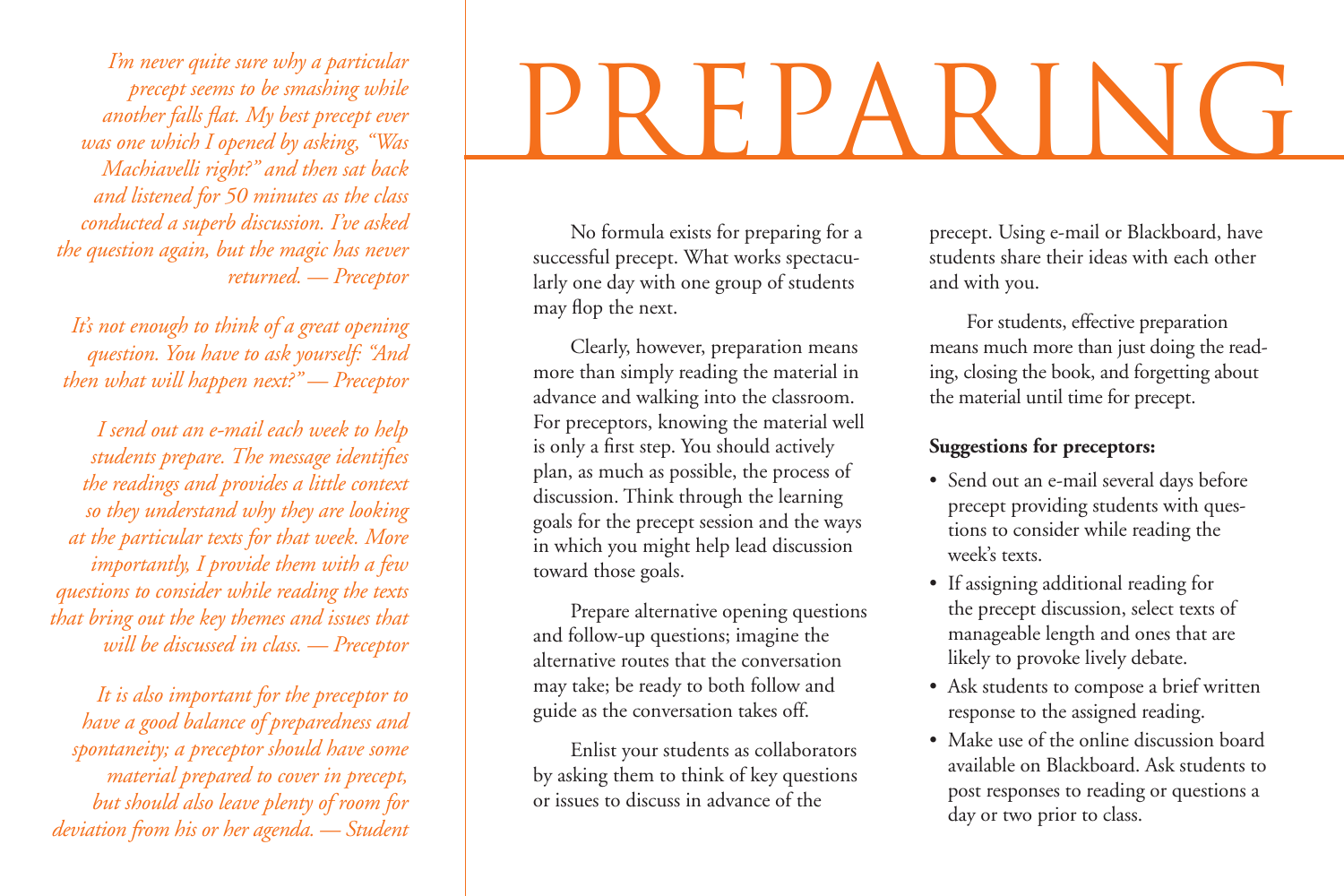# PREPARING

*I'm never quite sure why a particular precept seems to be smashing while another falls flat. My best precept ever was one which I opened by asking, "Was Machiavelli right?" and then sat back and listened for 50 minutes as the class conducted a superb discussion. I've asked the question again, but the magic has never returned. — Preceptor*

*It's not enough to think of a great opening question. You have to ask yourself: "And then what will happen next?" — Preceptor*

*I send out an e-mail each week to help students prepare. The message identifies the readings and provides a little context so they understand why they are looking at the particular texts for that week. More importantly, I provide them with a few questions to consider while reading the texts that bring out the key themes and issues that will be discussed in class. — Preceptor*

*It is also important for the preceptor to have a good balance of preparedness and spontaneity; a preceptor should have some material prepared to cover in precept, but should also leave plenty of room for deviation from his or her agenda. — Student*

No formula exists for preparing for a successful precept. What works spectacularly one day with one group of students may flop the next.

Clearly, however, preparation means more than simply reading the material in advance and walking into the classroom. For preceptors, knowing the material well is only a first step. You should actively plan, as much as possible, the process of discussion. Think through the learning goals for the precept session and the ways in which you might help lead discussion toward those goals.

Prepare alternative opening questions and follow-up questions; imagine the alternative routes that the conversation may take; be ready to both follow and guide as the conversation takes off.

Enlist your students as collaborators by asking them to think of key questions or issues to discuss in advance of the precept. Using e-mail or Blackboard, have students share their ideas with each other and with you.

For students, effective preparation means much more than just doing the reading, closing the book, and forgetting about the material until time for precept.

**Suggestions for preceptors:**

- Send out an e-mail several days before precept providing students with questions to consider while reading the week's texts.
- If assigning additional reading for the precept discussion, select texts of manageable length and ones that are likely to provoke lively debate.
- Ask students to compose a brief written response to the assigned reading.
- Make use of the online discussion board available on Blackboard. Ask students to post responses to reading or questions a day or two prior to class.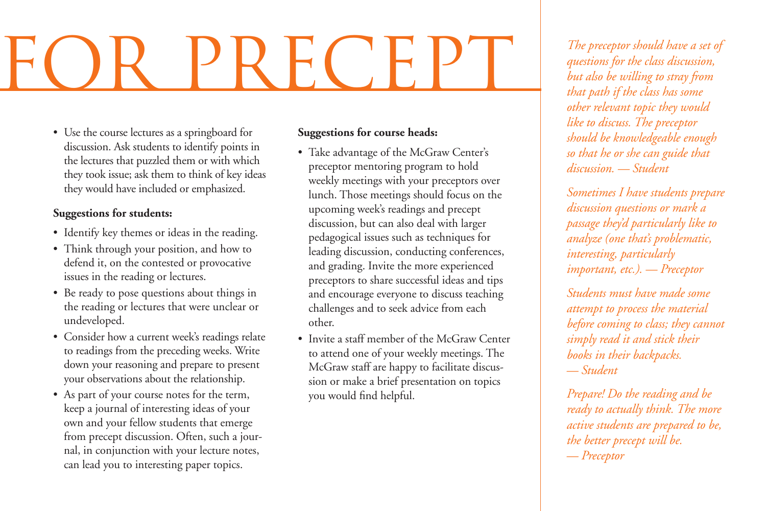# FOR PRECEPT

- Use the course lectures as a springboard for discussion. Ask students to identify points in the lectures that puzzled them or with which they took issue; ask them to think of key ideas they would have included or emphasized.

**Suggestions for students:**

- Identify key themes or ideas in the reading.
- Think through your position, and how to defend it, on the contested or provocative issues in the reading or lectures.
- Be ready to pose questions about things in the reading or lectures that were unclear or undeveloped.
- Consider how a current week's readings relate to readings from the preceding weeks. Write down your reasoning and prepare to present your observations about the relationship.
- As part of your course notes for the term, keep a journal of interesting ideas of your own and your fellow students that emerge from precept discussion. Often, such a journal, in conjunction with your lecture notes, can lead you to interesting paper topics.

**Suggestions for course heads:**

- Take advantage of the McGraw Center's preceptor mentoring program to hold weekly meetings with your preceptors over lunch. Those meetings should focus on the upcoming week's readings and precept discussion, but can also deal with larger pedagogical issues such as techniques for leading discussion, conducting conferences, and grading. Invite the more experienced preceptors to share successful ideas and tips and encourage everyone to discuss teaching challenges and to seek advice from each other.
- Invite a staff member of the McGraw Center to attend one of your weekly meetings. The McGraw staff are happy to facilitate discussion or make a brief presentation on topics you would find helpful.

*The preceptor should have a set of questions for the class discussion, but also be willing to stray from that path if the class has some other relevant topic they would like to discuss. The preceptor should be knowledgeable enough so that he or she can guide that discussion. — Student*

*Sometimes I have students prepare discussion questions or mark a passage they'd particularly like to analyze (one that's problematic, interesting, particularly important, etc.). — Preceptor*

*Students must have made some attempt to process the material before coming to class; they cannot simply read it and stick their books in their backpacks. — Student*

*Prepare! Do the reading and be ready to actually think. The more active students are prepared to be, the better precept will be. — Preceptor*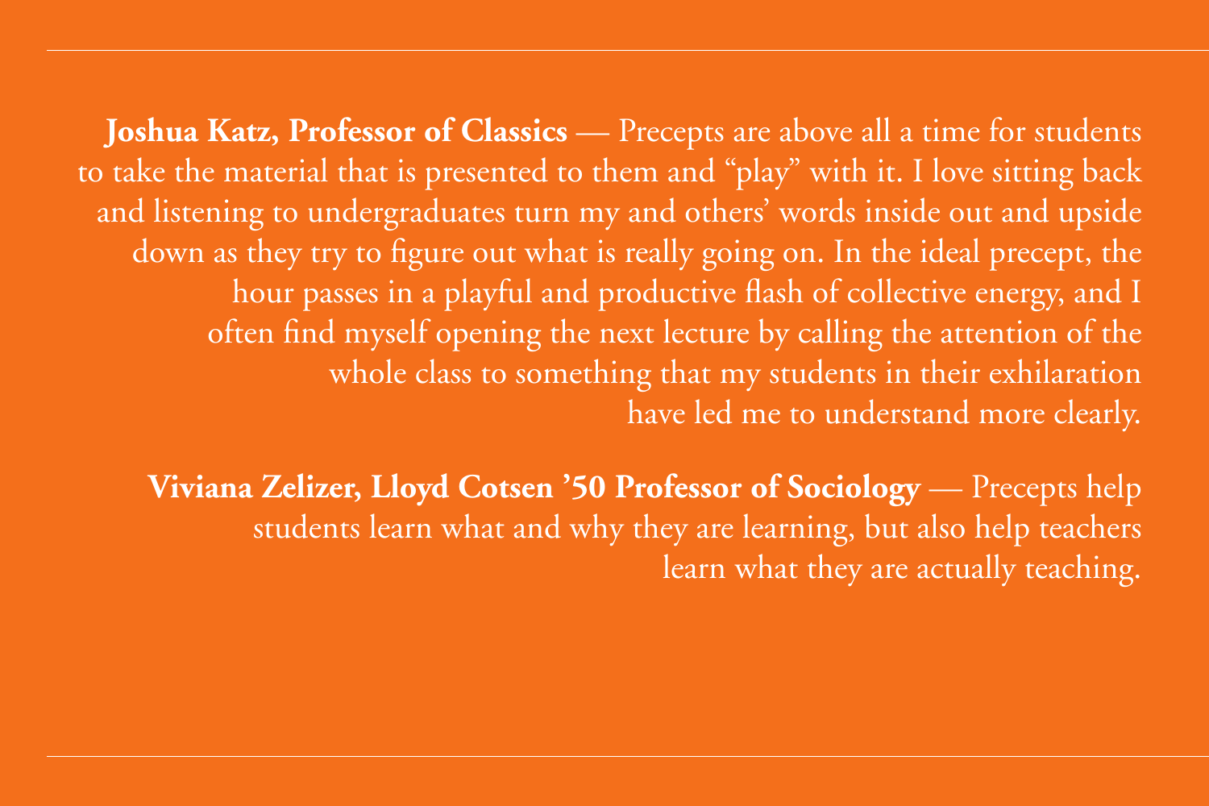**Joshua Katz, Professor of Classics** — Precepts are above all a time for students to take the material that is presented to them and "play" with it. I love sitting back and listening to undergraduates turn my and others' words inside out and upside down as they try to figure out what is really going on. In the ideal precept, the hour passes in a playful and productive flash of collective energy, and I often find myself opening the next lecture by calling the attention of the whole class to something that my students in their exhilaration have led me to understand more clearly.

**Viviana Zelizer, Lloyd Cotsen '50 Professor of Sociology** — Precepts help students learn what and why they are learning, but also help teachers learn what they are actually teaching.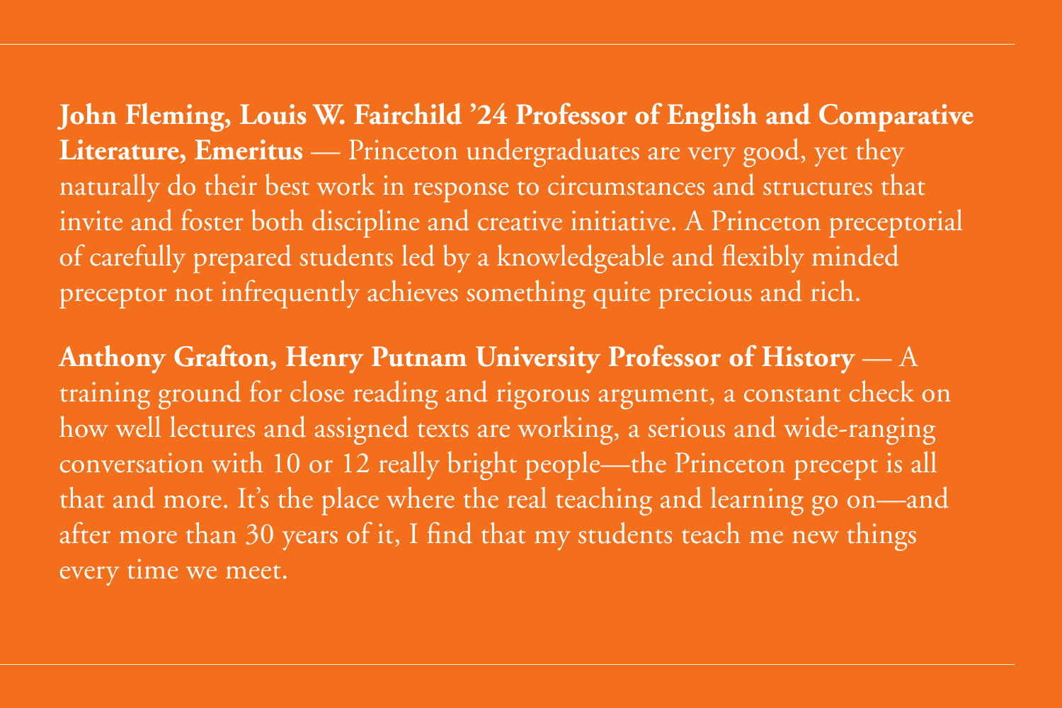**John Fleming, Louis W. Fairchild '24 Professor of English and Comparative Literature, Emeritus** — Princeton undergraduates are very good, yet they naturally do their best work in response to circumstances and structures that invite and foster both discipline and creative initiative. A Princeton preceptorial of carefully prepared students led by a knowledgeable and flexibly minded preceptor not infrequently achieves something quite precious and rich.

**Anthony Grafton, Henry Putnam University Professor of History** — A training ground for close reading and rigorous argument, a constant check on how well lectures and assigned texts are working, a serious and wide-ranging conversation with 10 or 12 really bright people—the Princeton precept is all that and more. It's the place where the real teaching and learning go on—and after more than 30 years of it, I find that my students teach me new things every time we meet.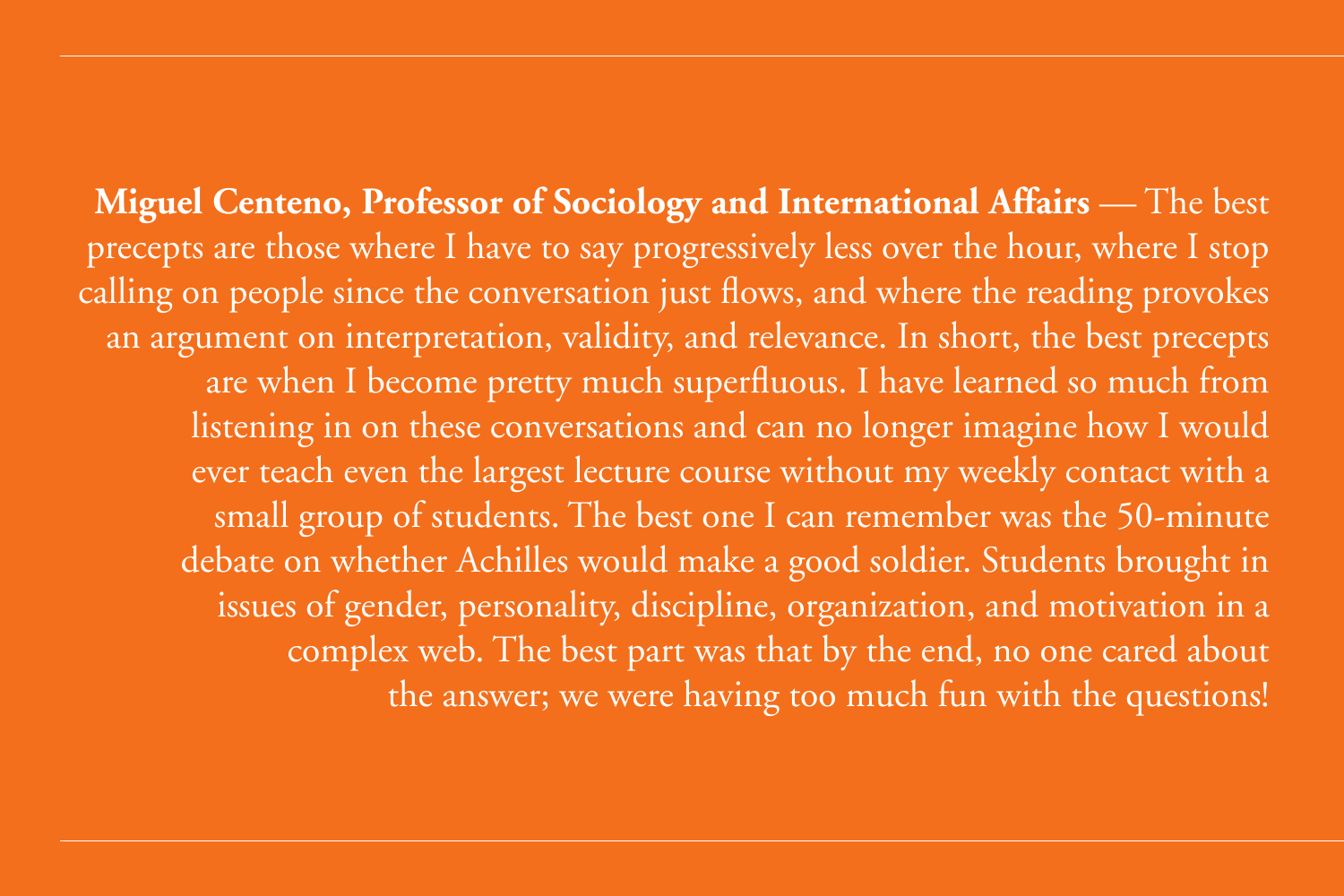**Miguel Centeno, Professor of Sociology and International Affairs** — The best precepts are those where I have to say progressively less over the hour, where I stop calling on people since the conversation just flows, and where the reading provokes an argument on interpretation, validity, and relevance. In short, the best precepts are when I become pretty much superfluous. I have learned so much from listening in on these conversations and can no longer imagine how I would ever teach even the largest lecture course without my weekly contact with a small group of students. The best one I can remember was the 50-minute debate on whether Achilles would make a good soldier. Students brought in issues of gender, personality, discipline, organization, and motivation in a complex web. The best part was that by the end, no one cared about the answer; we were having too much fun with the questions!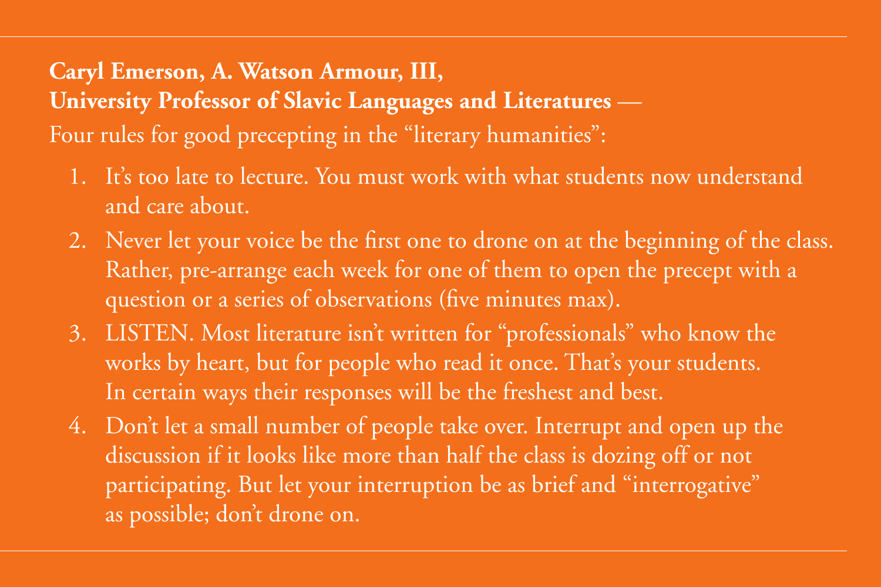**Caryl Emerson, A. Watson Armour, III, University Professor of Slavic Languages and Literatures** — Four rules for good precepting in the "literary humanities":

1. It's too late to lecture. You must work with what students now understand and care about.
2. Never let your voice be the first one to drone on at the beginning of the class. Rather, pre-arrange each week for one of them to open the precept with a question or a series of observations (five minutes max).
3. LISTEN. Most literature isn't written for "professionals" who know the works by heart, but for people who read it once. That's your students. In certain ways their responses will be the freshest and best.
4. Don't let a small number of people take over. Interrupt and open up the discussion if it looks like more than half the class is dozing off or not participating. But let your interruption be as brief and "interrogative" as possible; don't drone on.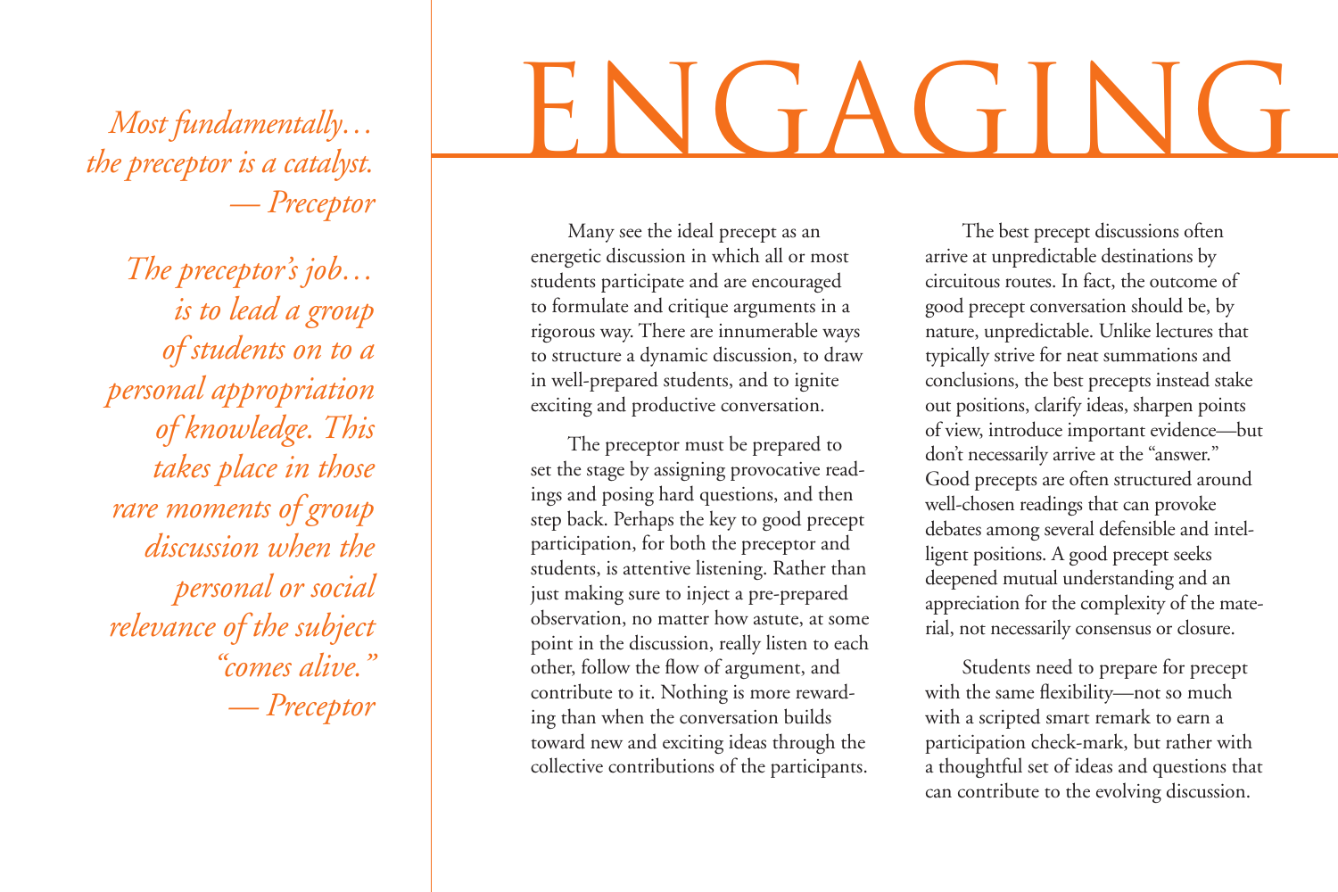*Most fundamentally… the preceptor is a catalyst.*
*— Preceptor*

*The preceptor's job… is to lead a group of students on to a personal appropriation of knowledge. This takes place in those rare moments of group discussion when the personal or social relevance of the subject "comes alive."*
*— Preceptor*

# ENGAGING

Many see the ideal precept as an energetic discussion in which all or most students participate and are encouraged to formulate and critique arguments in a rigorous way. There are innumerable ways to structure a dynamic discussion, to draw in well-prepared students, and to ignite exciting and productive conversation.

The preceptor must be prepared to set the stage by assigning provocative readings and posing hard questions, and then step back. Perhaps the key to good precept participation, for both the preceptor and students, is attentive listening. Rather than just making sure to inject a pre-prepared observation, no matter how astute, at some point in the discussion, really listen to each other, follow the flow of argument, and contribute to it. Nothing is more rewarding than when the conversation builds toward new and exciting ideas through the collective contributions of the participants.

The best precept discussions often arrive at unpredictable destinations by circuitous routes. In fact, the outcome of good precept conversation should be, by nature, unpredictable. Unlike lectures that typically strive for neat summations and conclusions, the best precepts instead stake out positions, clarify ideas, sharpen points of view, introduce important evidence—but don't necessarily arrive at the "answer." Good precepts are often structured around well-chosen readings that can provoke debates among several defensible and intelligent positions. A good precept seeks deepened mutual understanding and an appreciation for the complexity of the material, not necessarily consensus or closure.

Students need to prepare for precept with the same flexibility—not so much with a scripted smart remark to earn a participation check-mark, but rather with a thoughtful set of ideas and questions that can contribute to the evolving discussion.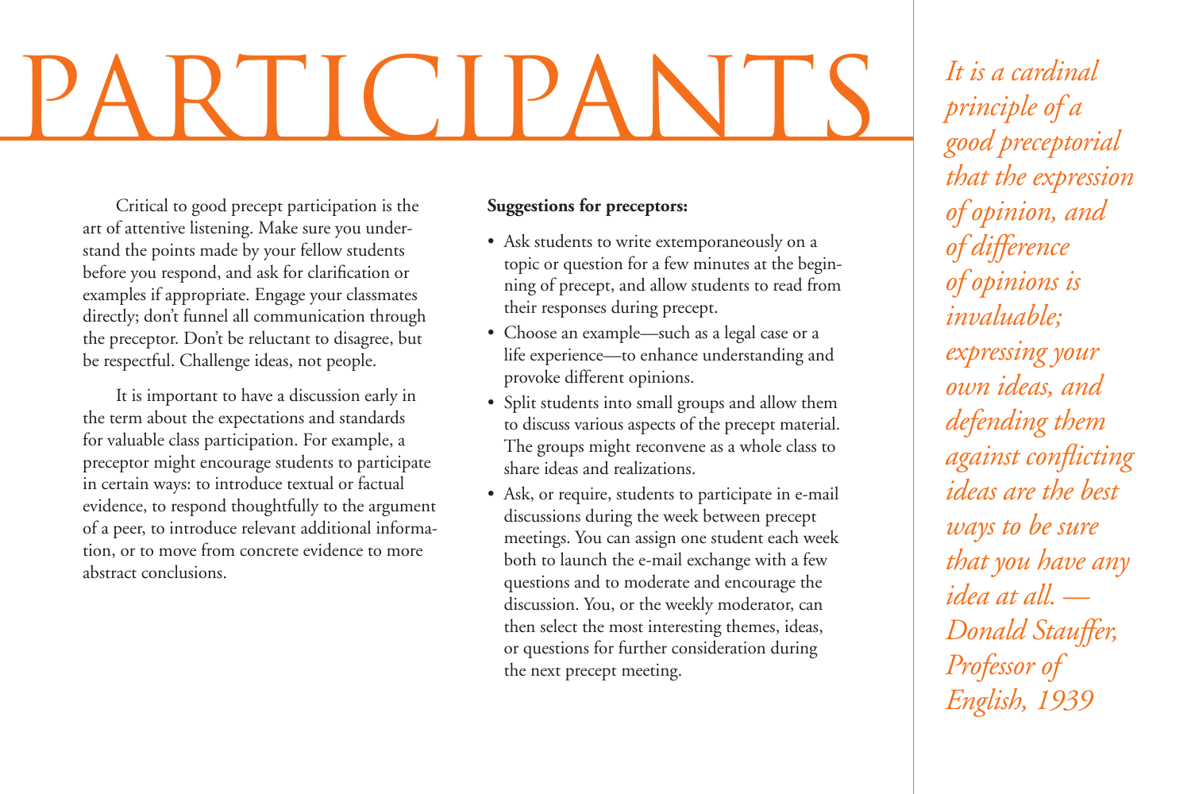# PARTICIPANTS

Critical to good precept participation is the art of attentive listening. Make sure you understand the points made by your fellow students before you respond, and ask for clarification or examples if appropriate. Engage your classmates directly; don't funnel all communication through the preceptor. Don't be reluctant to disagree, but be respectful. Challenge ideas, not people.

It is important to have a discussion early in the term about the expectations and standards for valuable class participation. For example, a preceptor might encourage students to participate in certain ways: to introduce textual or factual evidence, to respond thoughtfully to the argument of a peer, to introduce relevant additional information, or to move from concrete evidence to more abstract conclusions.

**Suggestions for preceptors:**

- Ask students to write extemporaneously on a topic or question for a few minutes at the beginning of precept, and allow students to read from their responses during precept.
- Choose an example—such as a legal case or a life experience—to enhance understanding and provoke different opinions.
- Split students into small groups and allow them to discuss various aspects of the precept material. The groups might reconvene as a whole class to share ideas and realizations.
- Ask, or require, students to participate in e-mail discussions during the week between precept meetings. You can assign one student each week both to launch the e-mail exchange with a few questions and to moderate and encourage the discussion. You, or the weekly moderator, can then select the most interesting themes, ideas, or questions for further consideration during the next precept meeting.

*It is a cardinal principle of a good preceptorial that the expression of opinion, and of difference of opinions is invaluable; expressing your own ideas, and defending them against conflicting ideas are the best ways to be sure that you have any idea at all. — Donald Stauffer, Professor of English, 1939*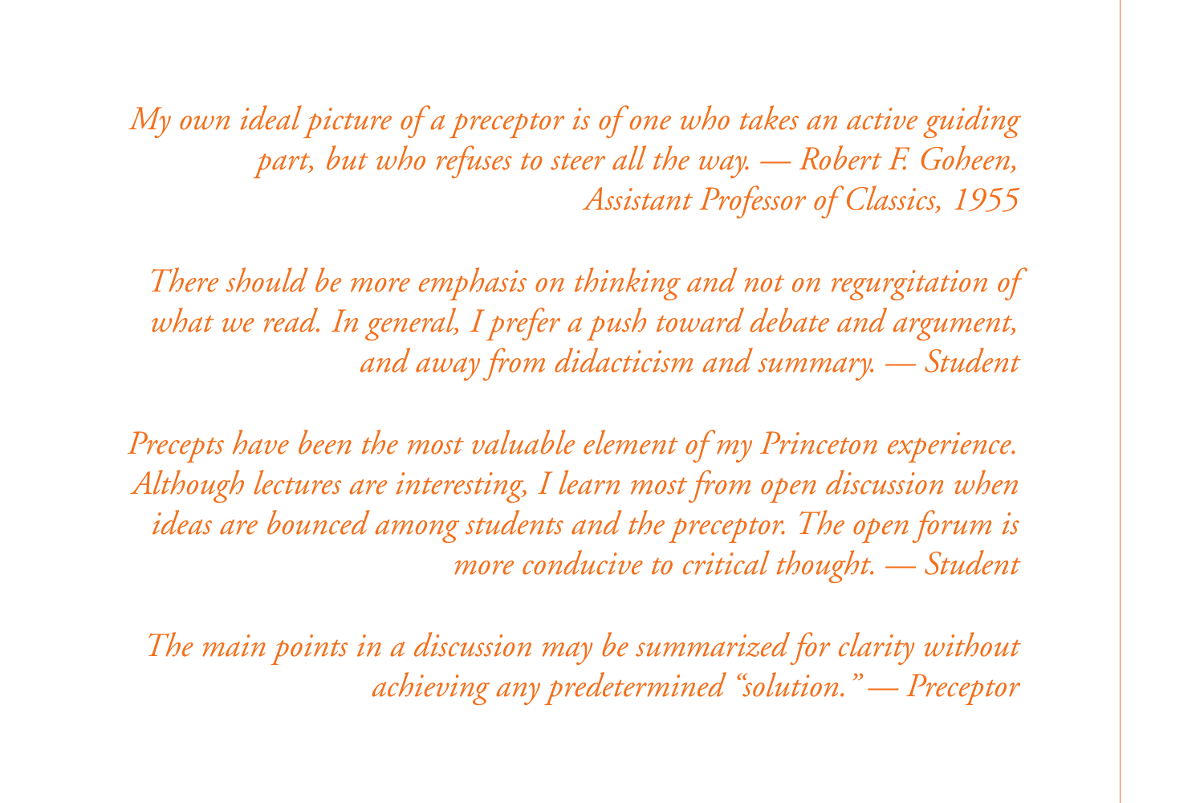*My own ideal picture of a preceptor is of one who takes an active guiding part, but who refuses to steer all the way. — Robert F. Goheen, Assistant Professor of Classics, 1955*

*There should be more emphasis on thinking and not on regurgitation of what we read. In general, I prefer a push toward debate and argument, and away from didacticism and summary. — Student*

*Precepts have been the most valuable element of my Princeton experience. Although lectures are interesting, I learn most from open discussion when ideas are bounced among students and the preceptor. The open forum is more conducive to critical thought. — Student*

*The main points in a discussion may be summarized for clarity without achieving any predetermined "solution." — Preceptor*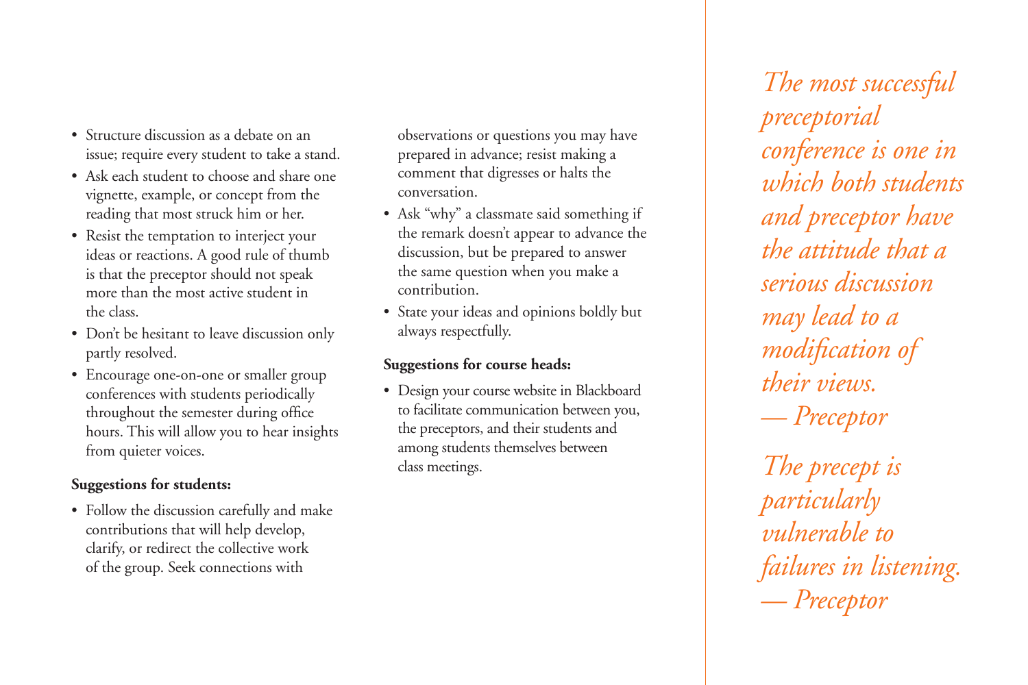- Structure discussion as a debate on an issue; require every student to take a stand.
- Ask each student to choose and share one vignette, example, or concept from the reading that most struck him or her.
- Resist the temptation to interject your ideas or reactions. A good rule of thumb is that the preceptor should not speak more than the most active student in the class.
- Don't be hesitant to leave discussion only partly resolved.
- Encourage one-on-one or smaller group conferences with students periodically throughout the semester during office hours. This will allow you to hear insights from quieter voices.

**Suggestions for students:**

- Follow the discussion carefully and make contributions that will help develop, clarify, or redirect the collective work of the group. Seek connections with observations or questions you may have prepared in advance; resist making a comment that digresses or halts the conversation.
- Ask "why" a classmate said something if the remark doesn't appear to advance the discussion, but be prepared to answer the same question when you make a contribution.
- State your ideas and opinions boldly but always respectfully.

**Suggestions for course heads:**

- Design your course website in Blackboard to facilitate communication between you, the preceptors, and their students and among students themselves between class meetings.

*The most successful preceptorial conference is one in which both students and preceptor have the attitude that a serious discussion may lead to a modification of their views.*
*— Preceptor*

*The precept is particularly vulnerable to failures in listening.*
*— Preceptor*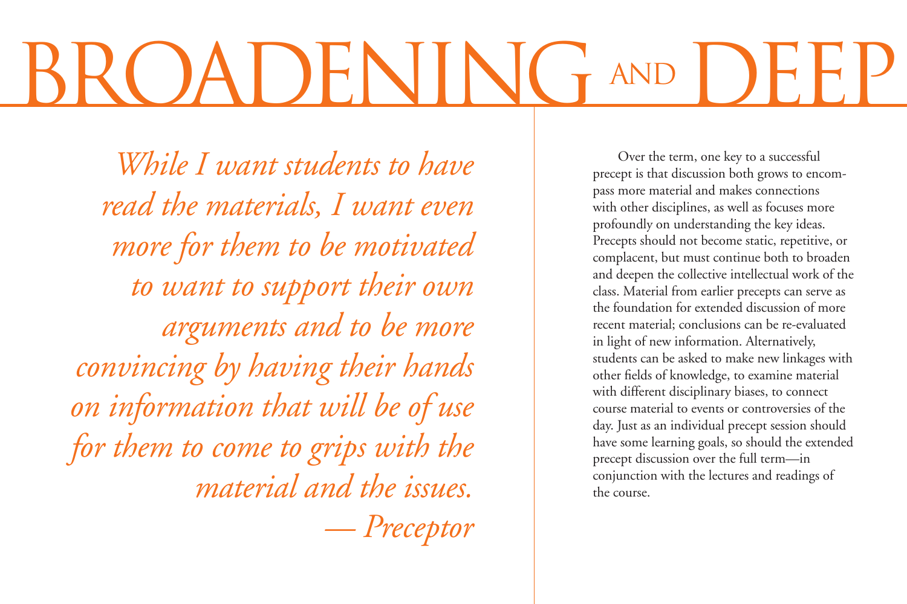# BROADENING AND DEEP

*While I want students to have read the materials, I want even more for them to be motivated to want to support their own arguments and to be more convincing by having their hands on information that will be of use for them to come to grips with the material and the issues.*
*— Preceptor*

Over the term, one key to a successful precept is that discussion both grows to encompass more material and makes connections with other disciplines, as well as focuses more profoundly on understanding the key ideas. Precepts should not become static, repetitive, or complacent, but must continue both to broaden and deepen the collective intellectual work of the class. Material from earlier precepts can serve as the foundation for extended discussion of more recent material; conclusions can be re-evaluated in light of new information. Alternatively, students can be asked to make new linkages with other fields of knowledge, to examine material with different disciplinary biases, to connect course material to events or controversies of the day. Just as an individual precept session should have some learning goals, so should the extended precept discussion over the full term—in conjunction with the lectures and readings of the course.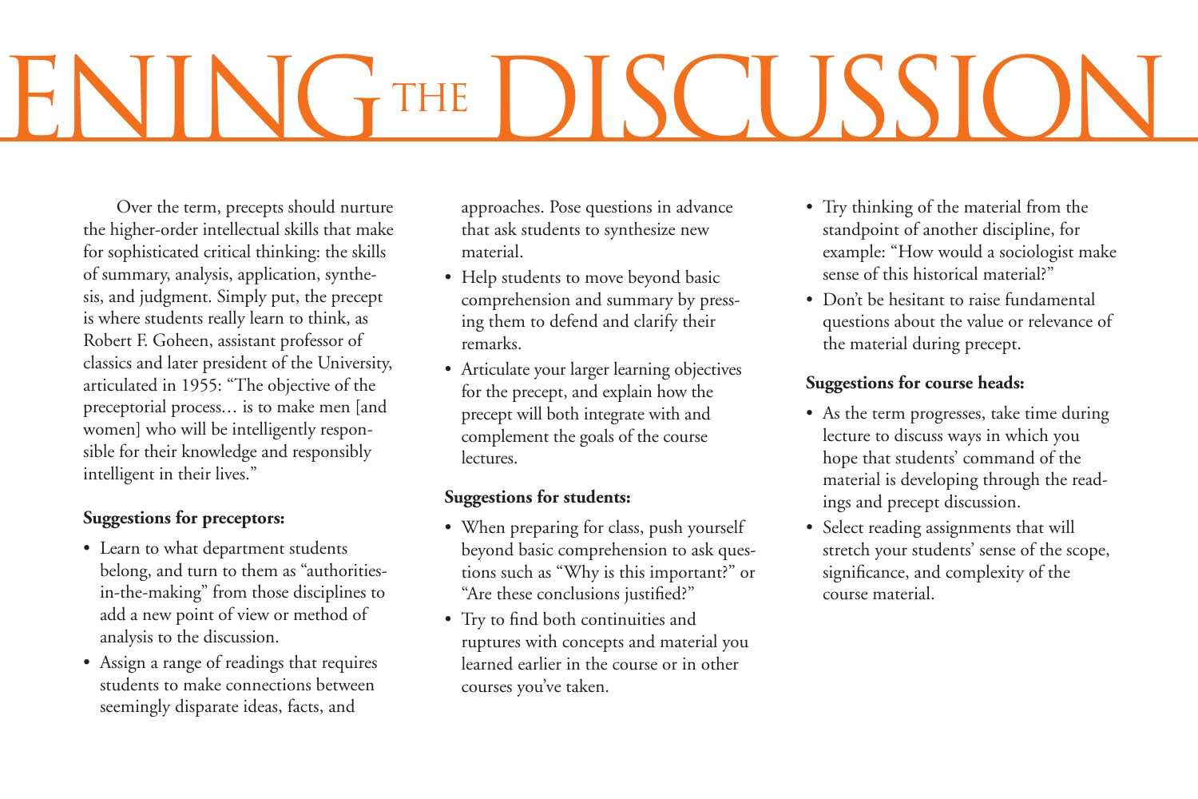# ENING THE DISCUSSION

Over the term, precepts should nurture the higher-order intellectual skills that make for sophisticated critical thinking: the skills of summary, analysis, application, synthesis, and judgment. Simply put, the precept is where students really learn to think, as Robert F. Goheen, assistant professor of classics and later president of the University, articulated in 1955: "The objective of the preceptorial process… is to make men [and women] who will be intelligently responsible for their knowledge and responsibly intelligent in their lives."

**Suggestions for preceptors:**

- Learn to what department students belong, and turn to them as "authorities-in-the-making" from those disciplines to add a new point of view or method of analysis to the discussion.
- Assign a range of readings that requires students to make connections between seemingly disparate ideas, facts, and approaches. Pose questions in advance that ask students to synthesize new material.
- Help students to move beyond basic comprehension and summary by pressing them to defend and clarify their remarks.
- Articulate your larger learning objectives for the precept, and explain how the precept will both integrate with and complement the goals of the course lectures.

**Suggestions for students:**

- When preparing for class, push yourself beyond basic comprehension to ask questions such as "Why is this important?" or "Are these conclusions justified?"
- Try to find both continuities and ruptures with concepts and material you learned earlier in the course or in other courses you've taken.
- Try thinking of the material from the standpoint of another discipline, for example: "How would a sociologist make sense of this historical material?"
- Don't be hesitant to raise fundamental questions about the value or relevance of the material during precept.

**Suggestions for course heads:**

- As the term progresses, take time during lecture to discuss ways in which you hope that students' command of the material is developing through the readings and precept discussion.
- Select reading assignments that will stretch your students' sense of the scope, significance, and complexity of the course material.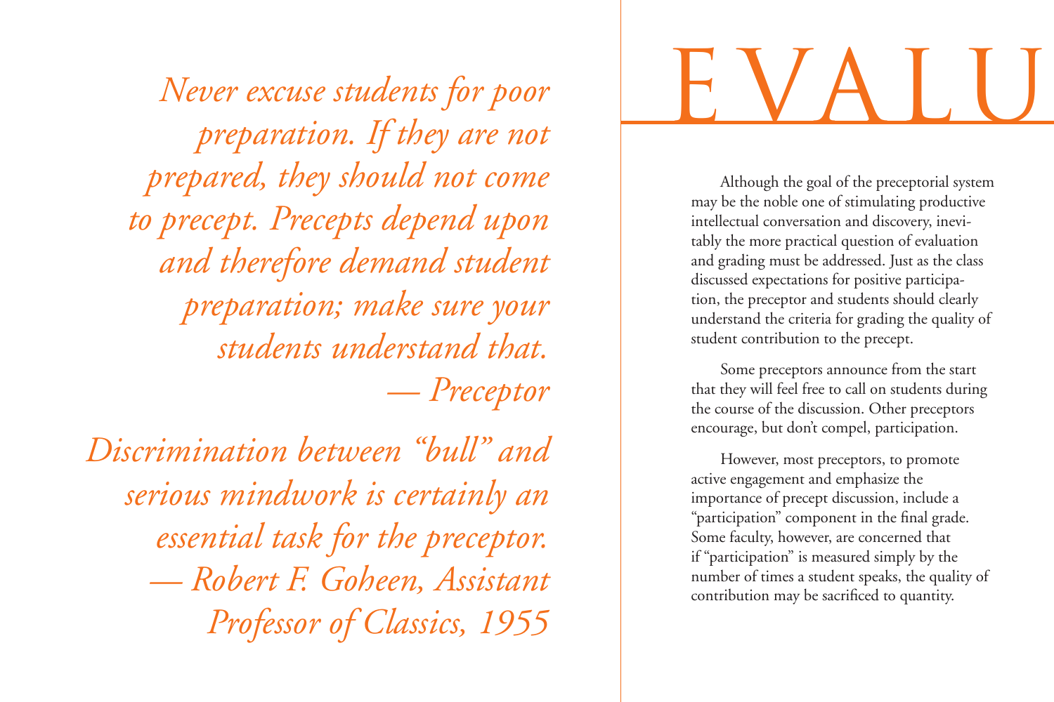*Never excuse students for poor preparation. If they are not prepared, they should not come to precept. Precepts depend upon and therefore demand student preparation; make sure your students understand that.*
*— Preceptor*

*Discrimination between "bull" and serious mindwork is certainly an essential task for the preceptor.*
*— Robert F. Goheen, Assistant Professor of Classics, 1955*

# EVALU

Although the goal of the preceptorial system may be the noble one of stimulating productive intellectual conversation and discovery, inevitably the more practical question of evaluation and grading must be addressed. Just as the class discussed expectations for positive participation, the preceptor and students should clearly understand the criteria for grading the quality of student contribution to the precept.

Some preceptors announce from the start that they will feel free to call on students during the course of the discussion. Other preceptors encourage, but don't compel, participation.

However, most preceptors, to promote active engagement and emphasize the importance of precept discussion, include a "participation" component in the final grade. Some faculty, however, are concerned that if "participation" is measured simply by the number of times a student speaks, the quality of contribution may be sacrificed to quantity.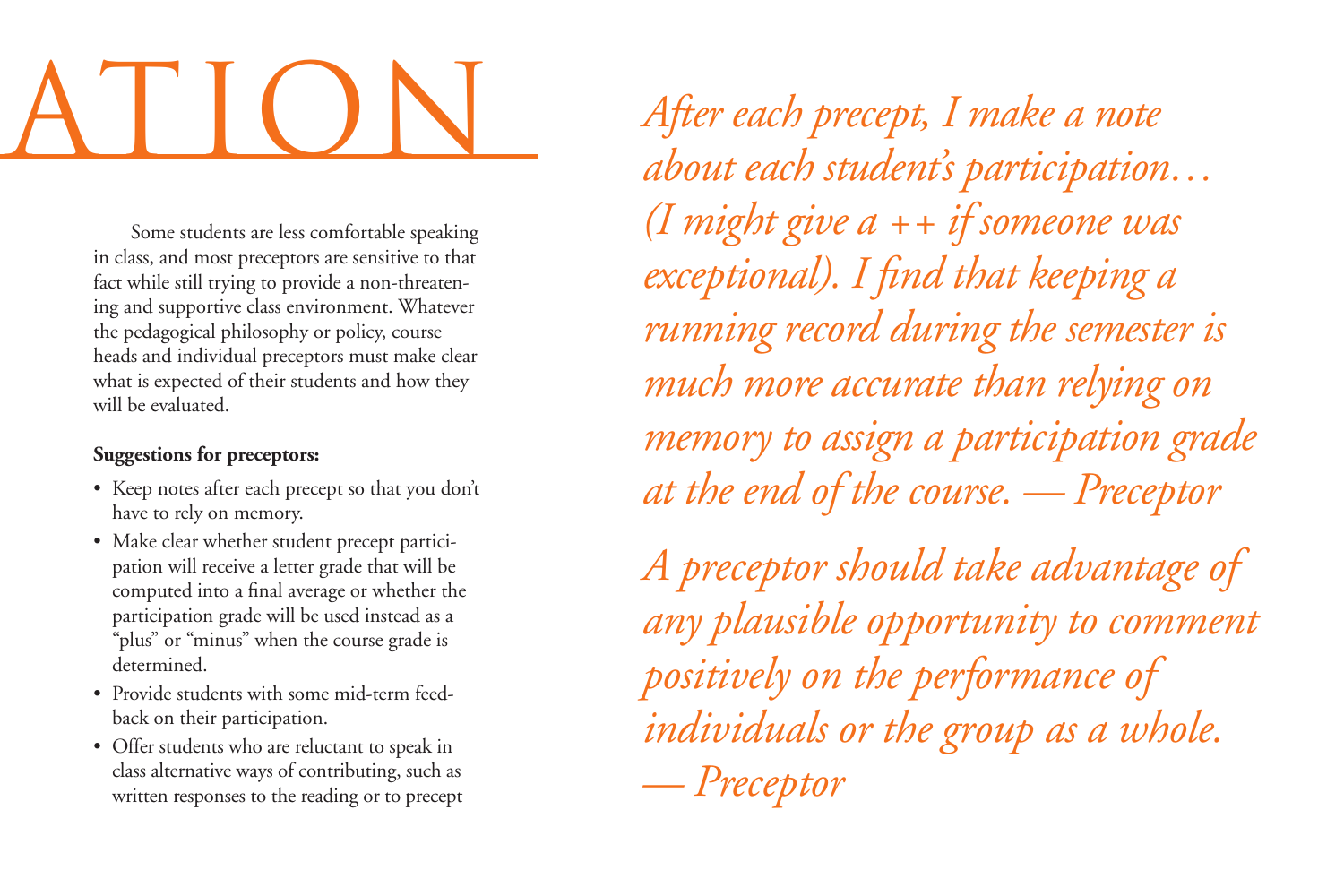# ATION

Some students are less comfortable speaking in class, and most preceptors are sensitive to that fact while still trying to provide a non-threatening and supportive class environment. Whatever the pedagogical philosophy or policy, course heads and individual preceptors must make clear what is expected of their students and how they will be evaluated.

**Suggestions for preceptors:**

- Keep notes after each precept so that you don't have to rely on memory.
- Make clear whether student precept participation will receive a letter grade that will be computed into a final average or whether the participation grade will be used instead as a "plus" or "minus" when the course grade is determined.
- Provide students with some mid-term feedback on their participation.
- Offer students who are reluctant to speak in class alternative ways of contributing, such as written responses to the reading or to precept

*After each precept, I make a note about each student's participation… (I might give a ++ if someone was exceptional). I find that keeping a running record during the semester is much more accurate than relying on memory to assign a participation grade at the end of the course. — Preceptor*

*A preceptor should take advantage of any plausible opportunity to comment positively on the performance of individuals or the group as a whole. — Preceptor*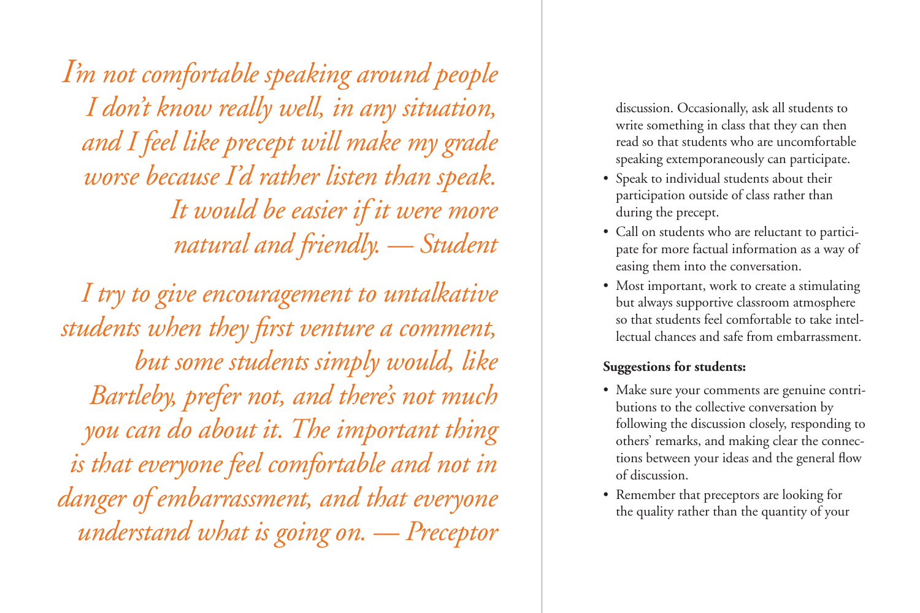*I'm not comfortable speaking around people I don't know really well, in any situation, and I feel like precept will make my grade worse because I'd rather listen than speak. It would be easier if it were more natural and friendly. — Student*

*I try to give encouragement to untalkative students when they first venture a comment, but some students simply would, like Bartleby, prefer not, and there's not much you can do about it. The important thing is that everyone feel comfortable and not in danger of embarrassment, and that everyone understand what is going on. — Preceptor*

discussion. Occasionally, ask all students to write something in class that they can then read so that students who are uncomfortable speaking extemporaneously can participate.

- Speak to individual students about their participation outside of class rather than during the precept.
- Call on students who are reluctant to participate for more factual information as a way of easing them into the conversation.
- Most important, work to create a stimulating but always supportive classroom atmosphere so that students feel comfortable to take intellectual chances and safe from embarrassment.

**Suggestions for students:**

- Make sure your comments are genuine contributions to the collective conversation by following the discussion closely, responding to others' remarks, and making clear the connections between your ideas and the general flow of discussion.
- Remember that preceptors are looking for the quality rather than the quantity of your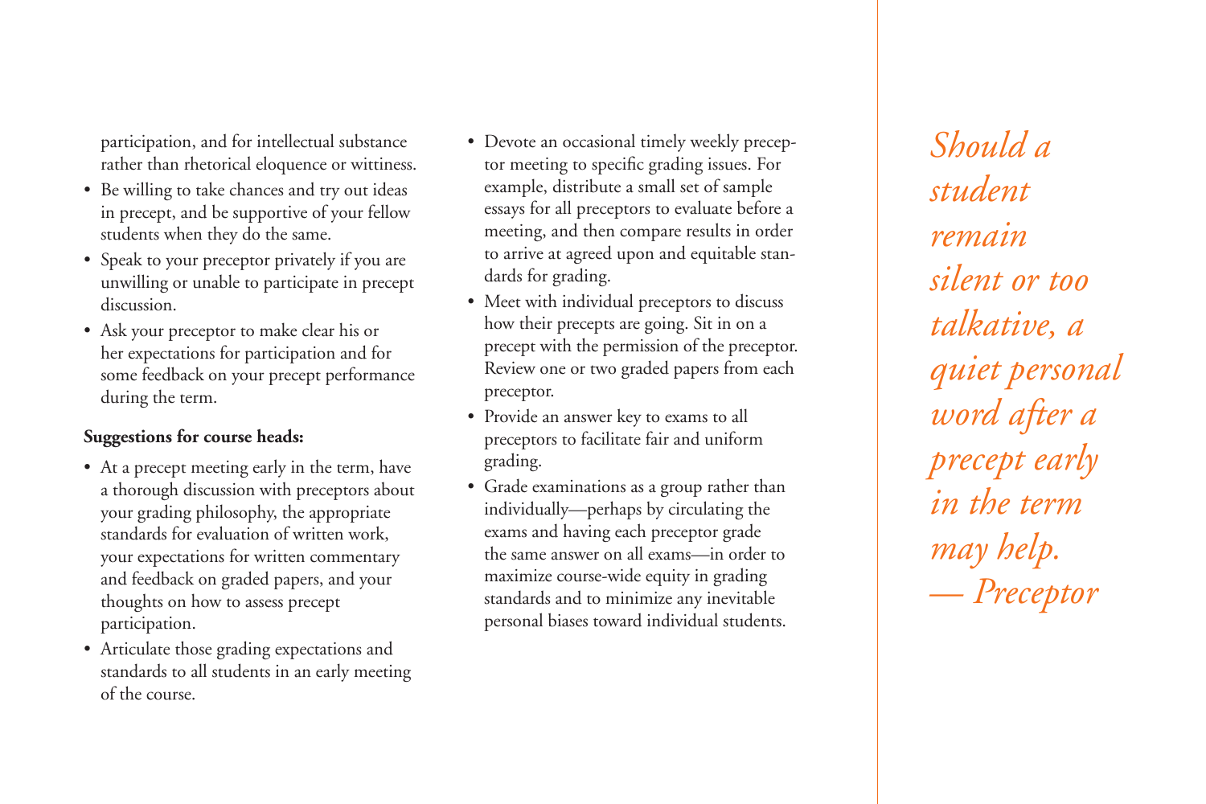participation, and for intellectual substance rather than rhetorical eloquence or wittiness.

- Be willing to take chances and try out ideas in precept, and be supportive of your fellow students when they do the same.
- Speak to your preceptor privately if you are unwilling or unable to participate in precept discussion.
- Ask your preceptor to make clear his or her expectations for participation and for some feedback on your precept performance during the term.

**Suggestions for course heads:**

- At a precept meeting early in the term, have a thorough discussion with preceptors about your grading philosophy, the appropriate standards for evaluation of written work, your expectations for written commentary and feedback on graded papers, and your thoughts on how to assess precept participation.
- Articulate those grading expectations and standards to all students in an early meeting of the course.
- Devote an occasional timely weekly preceptor meeting to specific grading issues. For example, distribute a small set of sample essays for all preceptors to evaluate before a meeting, and then compare results in order to arrive at agreed upon and equitable standards for grading.
- Meet with individual preceptors to discuss how their precepts are going. Sit in on a precept with the permission of the preceptor. Review one or two graded papers from each preceptor.
- Provide an answer key to exams to all preceptors to facilitate fair and uniform grading.
- Grade examinations as a group rather than individually—perhaps by circulating the exams and having each preceptor grade the same answer on all exams—in order to maximize course-wide equity in grading standards and to minimize any inevitable personal biases toward individual students.

*Should a student remain silent or too talkative, a quiet personal word after a precept early in the term may help.*
*— Preceptor*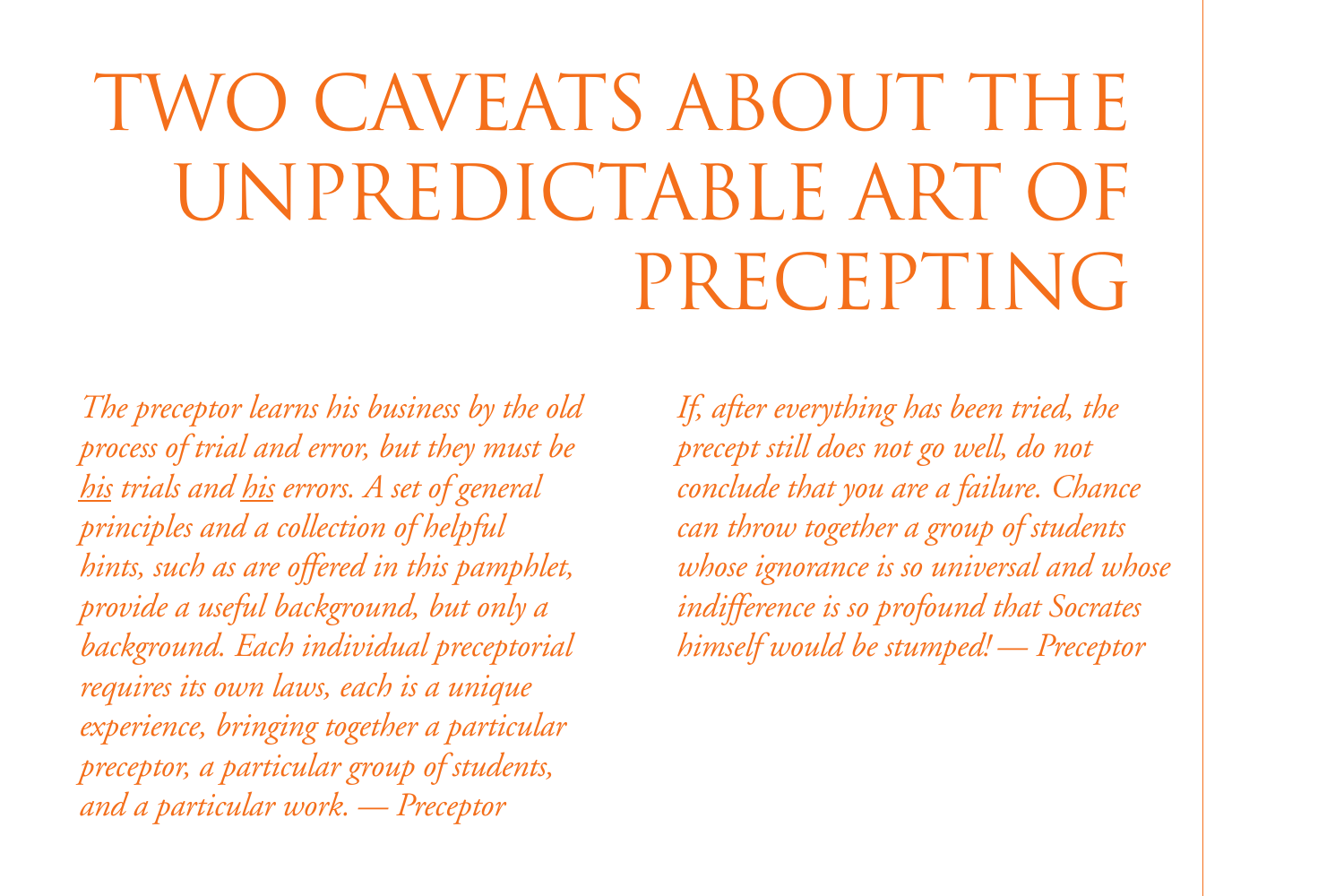# TWO CAVEATS ABOUT THE UNPREDICTABLE ART OF PRECEPTING

*The preceptor learns his business by the old process of trial and error, but they must be <u>his</u> trials and <u>his</u> errors. A set of general principles and a collection of helpful hints, such as are offered in this pamphlet, provide a useful background, but only a background. Each individual preceptorial requires its own laws, each is a unique experience, bringing together a particular preceptor, a particular group of students, and a particular work. — Preceptor*

*If, after everything has been tried, the precept still does not go well, do not conclude that you are a failure. Chance can throw together a group of students whose ignorance is so universal and whose indifference is so profound that Socrates himself would be stumped! — Preceptor*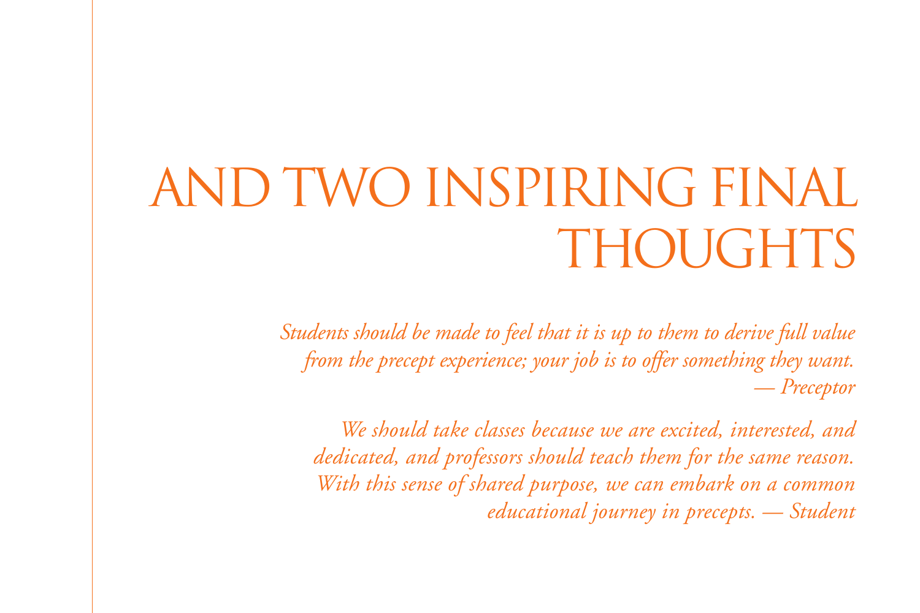# AND TWO INSPIRING FINAL THOUGHTS

*Students should be made to feel that it is up to them to derive full value from the precept experience; your job is to offer something they want.* — *Preceptor*

*We should take classes because we are excited, interested, and dedicated, and professors should teach them for the same reason. With this sense of shared purpose, we can embark on a common educational journey in precepts.* — *Student*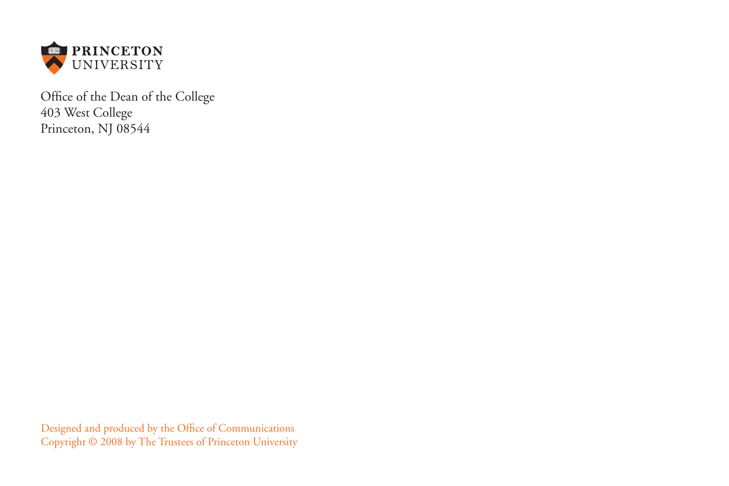PRINCETON
UNIVERSITY

Office of the Dean of the College
403 West College
Princeton, NJ 08544

Designed and produced by the Office of Communications
Copyright © 2008 by The Trustees of Princeton University